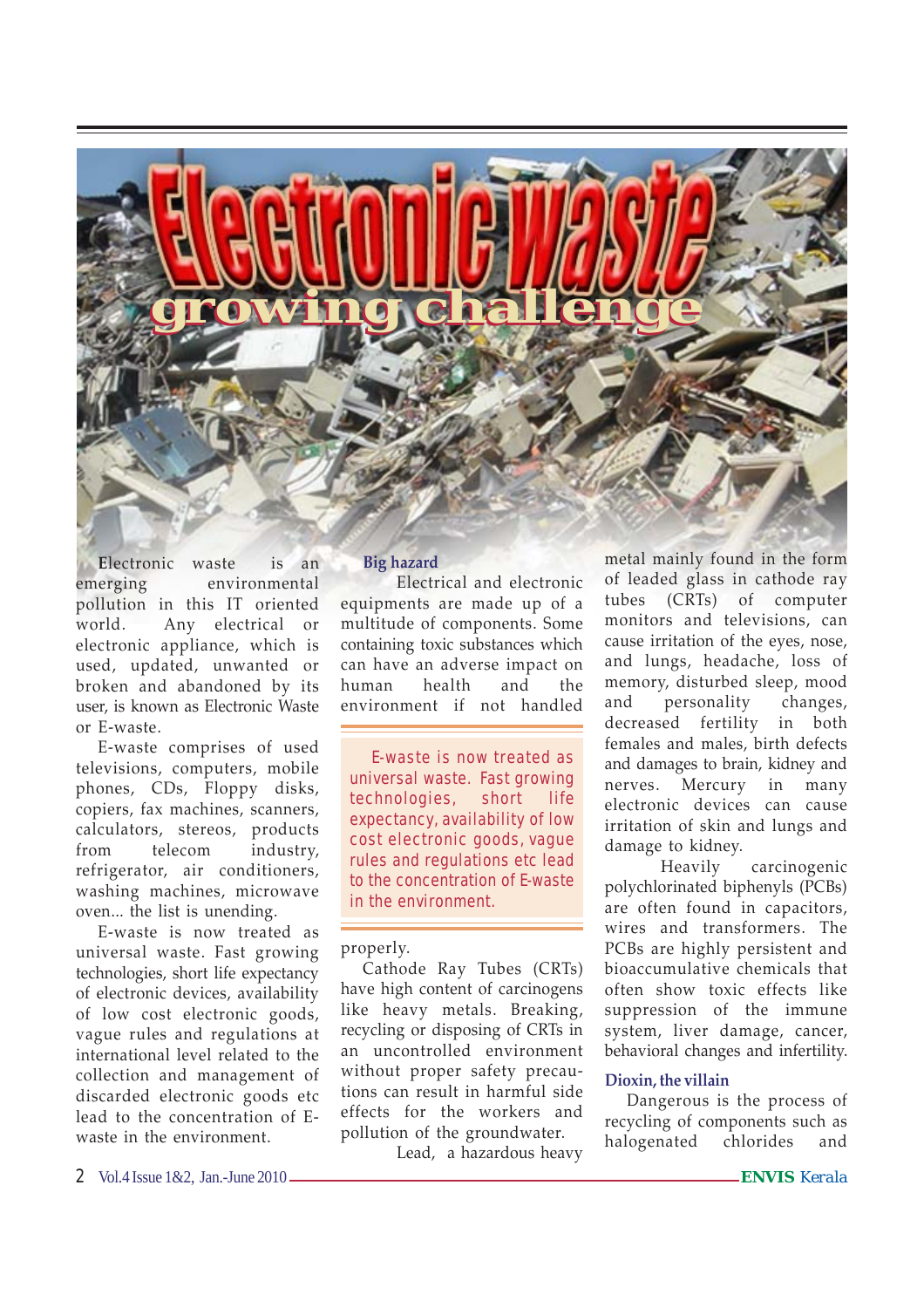# Electronic waste
## growing challenge

Electronic waste is an emerging environmental pollution in this IT oriented world. Any electrical or electronic appliance, which is used, updated, unwanted or broken and abandoned by its user, is known as Electronic Waste or E-waste.

E-waste comprises of used televisions, computers, mobile phones, CDs, Floppy disks, copiers, fax machines, scanners, calculators, stereos, products from telecom industry, refrigerator, air conditioners, washing machines, microwave oven... the list is unending.

E-waste is now treated as universal waste. Fast growing technologies, short life expectancy of electronic devices, availability of low cost electronic goods, vague rules and regulations at international level related to the collection and management of discarded electronic goods etc lead to the concentration of E-waste in the environment.

### Big hazard

Electrical and electronic equipments are made up of a multitude of components. Some containing toxic substances which can have an adverse impact on human health and the environment if not handled properly.

> E-waste is now treated as universal waste. Fast growing technologies, short life expectancy, availability of low cost electronic goods, vague rules and regulations etc lead to the concentration of E-waste in the environment.

Cathode Ray Tubes (CRTs) have high content of carcinogens like heavy metals. Breaking, recycling or disposing of CRTs in an uncontrolled environment without proper safety precautions can result in harmful side effects for the workers and pollution of the groundwater.

Lead, a hazardous heavy metal mainly found in the form of leaded glass in cathode ray tubes (CRTs) of computer monitors and televisions, can cause irritation of the eyes, nose, and lungs, headache, loss of memory, disturbed sleep, mood and personality changes, decreased fertility in both females and males, birth defects and damages to brain, kidney and nerves. Mercury in many electronic devices can cause irritation of skin and lungs and damage to kidney.

Heavily carcinogenic polychlorinated biphenyls (PCBs) are often found in capacitors, wires and transformers. The PCBs are highly persistent and bioaccumulative chemicals that often show toxic effects like suppression of the immune system, liver damage, cancer, behavioral changes and infertility.

### Dioxin, the villain

Dangerous is the process of recycling of components such as halogenated chlorides and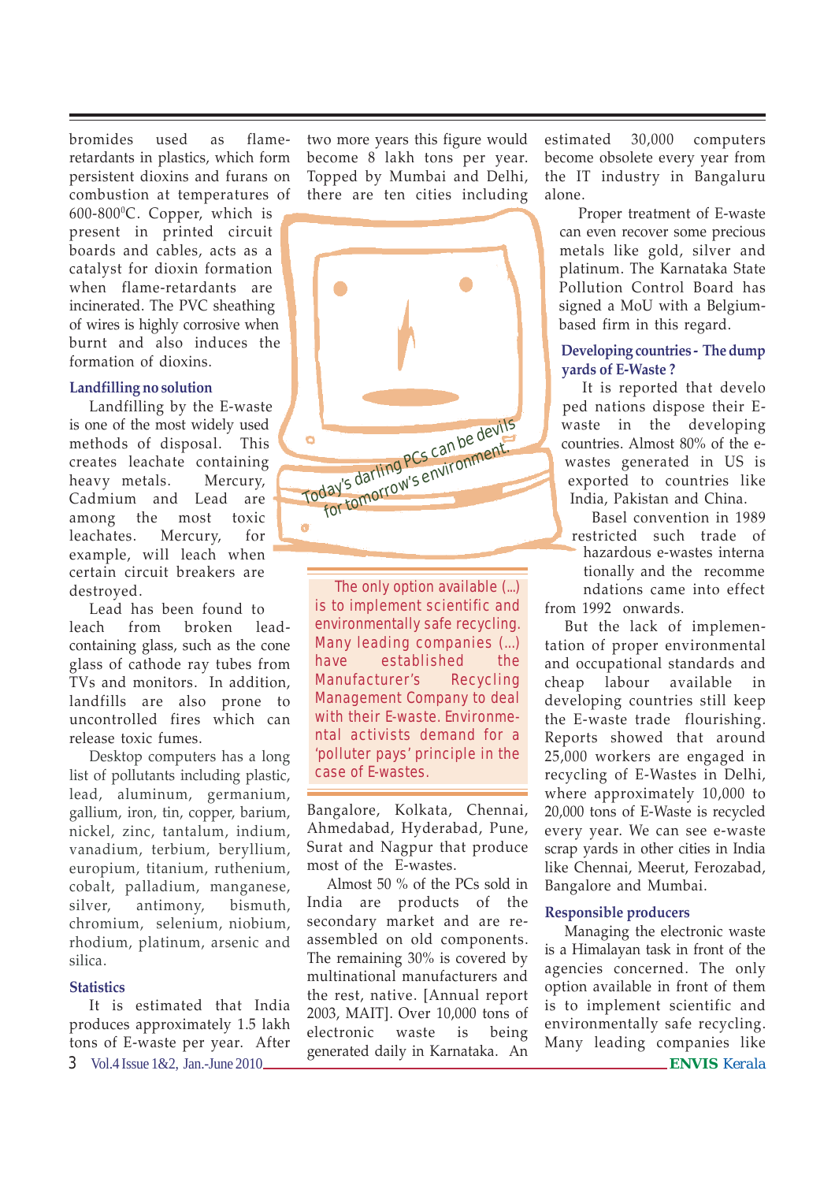bromides used as flame-retardants in plastics, which form persistent dioxins and furans on combustion at temperatures of 600-800$^0$C. Copper, which is present in printed circuit boards and cables, acts as a catalyst for dioxin formation when flame-retardants are incinerated. The PVC sheathing of wires is highly corrosive when burnt and also induces the formation of dioxins.

### Landfilling no solution

Landfilling by the E-waste is one of the most widely used methods of disposal. This creates leachate containing heavy metals. Mercury, Cadmium and Lead are among the most toxic leachates. Mercury, for example, will leach when certain circuit breakers are destroyed.

Lead has been found to leach from broken lead-containing glass, such as the cone glass of cathode ray tubes from TVs and monitors. In addition, landfills are also prone to uncontrolled fires which can release toxic fumes.

Desktop computers has a long list of pollutants including plastic, lead, aluminum, germanium, gallium, iron, tin, copper, barium, nickel, zinc, tantalum, indium, vanadium, terbium, beryllium, europium, titanium, ruthenium, cobalt, palladium, manganese, silver, antimony, bismuth, chromium, selenium, niobium, rhodium, platinum, arsenic and silica.

### Statistics

It is estimated that India produces approximately 1.5 lakh tons of E-waste per year. After two more years this figure would become 8 lakh tons per year. Topped by Mumbai and Delhi, there are ten cities including Bangalore, Kolkata, Chennai, Ahmedabad, Hyderabad, Pune, Surat and Nagpur that produce most of the E-wastes.

Today's darling PCs can be devils for tomorrow's environment.

> The only option available (...) is to implement scientific and environmentally safe recycling. Many leading companies (...) have established the Manufacturer's Recycling Management Company to deal with their E-waste. Environmental activists demand for a 'polluter pays' principle in the case of E-wastes.

Almost 50 % of the PCs sold in India are products of the secondary market and are re-assembled on old components. The remaining 30% is covered by multinational manufacturers and the rest, native. [Annual report 2003, MAIT]. Over 10,000 tons of electronic waste is being generated daily in Karnataka. An estimated 30,000 computers become obsolete every year from the IT industry in Bangaluru alone.

Proper treatment of E-waste can even recover some precious metals like gold, silver and platinum. The Karnataka State Pollution Control Board has signed a MoU with a Belgium-based firm in this regard.

### Developing countries - The dump yards of E-Waste ?

It is reported that developed nations dispose their E-waste in the developing countries. Almost 80% of the e-wastes generated in US is exported to countries like India, Pakistan and China.

Basel convention in 1989 restricted such trade of hazardous e-wastes internationally and the recommendations came into effect from 1992 onwards.

But the lack of implementation of proper environmental and occupational standards and cheap labour available in developing countries still keep the E-waste trade flourishing. Reports showed that around 25,000 workers are engaged in recycling of E-Wastes in Delhi, where approximately 10,000 to 20,000 tons of E-Waste is recycled every year. We can see e-waste scrap yards in other cities in India like Chennai, Meerut, Ferozabad, Bangalore and Mumbai.

### Responsible producers

Managing the electronic waste is a Himalayan task in front of the agencies concerned. The only option available in front of them is to implement scientific and environmentally safe recycling. Many leading companies like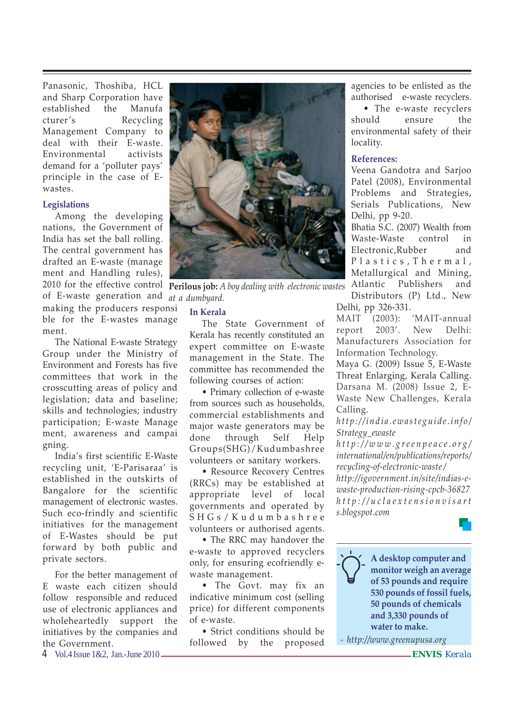Panasonic, Thoshiba, HCL and Sharp Corporation have established the Manufacturer's Recycling Management Company to deal with their E-waste. Environmental activists demand for a 'polluter pays' principle in the case of E-wastes.

### Legislations

Among the developing nations, the Government of India has set the ball rolling. The central government has drafted an E-waste (management and Handling rules), 2010 for the effective control of E-waste generation and making the producers responsible for the E-wastes management.

The National E-waste Strategy Group under the Ministry of Environment and Forests has five committees that work in the crosscutting areas of policy and legislation; data and baseline; skills and technologies; industry participation; E-waste Management, awareness and campaigning.

India's first scientific E-Waste recycling unit, 'E-Parisaraa' is established in the outskirts of Bangalore for the scientific management of electronic wastes. Such eco-frindly and scientific initiatives for the management of E-Wastes should be put forward by both public and private sectors.

For the better management of E waste each citizen should follow responsible and reduced use of electronic appliances and wholeheartedly support the initiatives by the companies and the Government.

**Perilous job:** *A boy dealing with electronic wastes at a dumbyard.*

### In Kerala

The State Government of Kerala has recently constituted an expert committee on E-waste management in the State. The committee has recommended the following courses of action:

- Primary collection of e-waste from sources such as households, commercial establishments and major waste generators may be done through Self Help Groups(SHG)/Kudumbashree volunteers or sanitary workers.
- Resource Recovery Centres (RRCs) may be established at appropriate level of local governments and operated by SHGs/Kudumbashree volunteers or authorised agents.
- The RRC may handover the e-waste to approved recyclers only, for ensuring ecofriendly e-waste management.
- The Govt. may fix an indicative minimum cost (selling price) for different components of e-waste.
- Strict conditions should be followed by the proposed agencies to be enlisted as the authorised e-waste recyclers.
- The e-waste recyclers should ensure the environmental safety of their locality.

### References:

Veena Gandotra and Sarjoo Patel (2008), Environmental Problems and Strategies, Serials Publications, New Delhi, pp 9-20.

Bhatia S.C. (2007) Wealth from Waste-Waste control in Electronic,Rubber and Plastics,Thermal, Metallurgical and Mining, Atlantic Publishers and Distributors (P) Ltd., New Delhi, pp 326-331.

MAIT (2003): 'MAIT-annual report 2003'. New Delhi: Manufacturers Association for Information Technology.

Maya G. (2009) Issue 5, E-Waste Threat Enlarging, Kerala Calling.

Darsana M. (2008) Issue 2, E-Waste New Challenges, Kerala Calling.

*http://india.ewasteguide.info/Strategy_ewaste*

*http://www.greenpeace.org/international/en/publications/reports/recycling-of-electronic-waste/*

*http://igovernment.in/site/indias-e-waste-production-rising-cpcb-36827*

*http://uclaextensionvisarts.blogspot.com*

**A desktop computer and monitor weigh an average of 53 pounds and require 530 pounds of fossil fuels, 50 pounds of chemicals and 3,330 pounds of water to make.**

*- http://www.greenupusa.org*